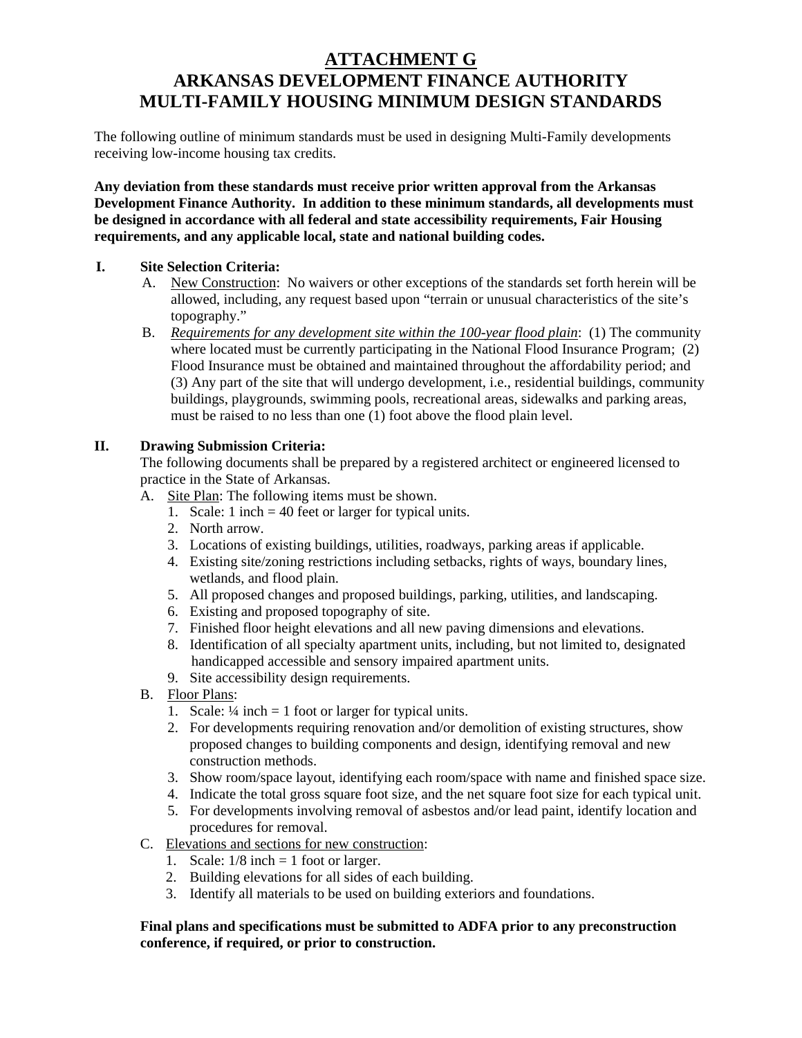# ATTACHMENT G
# ARKANSAS DEVELOPMENT FINANCE AUTHORITY
# MULTI-FAMILY HOUSING MINIMUM DESIGN STANDARDS

The following outline of minimum standards must be used in designing Multi-Family developments receiving low-income housing tax credits.

**Any deviation from these standards must receive prior written approval from the Arkansas Development Finance Authority. In addition to these minimum standards, all developments must be designed in accordance with all federal and state accessibility requirements, Fair Housing requirements, and any applicable local, state and national building codes.**

## I. Site Selection Criteria:

A. New Construction: No waivers or other exceptions of the standards set forth herein will be allowed, including, any request based upon "terrain or unusual characteristics of the site's topography."

B. *Requirements for any development site within the 100-year flood plain*: (1) The community where located must be currently participating in the National Flood Insurance Program; (2) Flood Insurance must be obtained and maintained throughout the affordability period; and (3) Any part of the site that will undergo development, i.e., residential buildings, community buildings, playgrounds, swimming pools, recreational areas, sidewalks and parking areas, must be raised to no less than one (1) foot above the flood plain level.

## II. Drawing Submission Criteria:

The following documents shall be prepared by a registered architect or engineered licensed to practice in the State of Arkansas.

A. Site Plan: The following items must be shown.
   1. Scale: 1 inch = 40 feet or larger for typical units.
   2. North arrow.
   3. Locations of existing buildings, utilities, roadways, parking areas if applicable.
   4. Existing site/zoning restrictions including setbacks, rights of ways, boundary lines, wetlands, and flood plain.
   5. All proposed changes and proposed buildings, parking, utilities, and landscaping.
   6. Existing and proposed topography of site.
   7. Finished floor height elevations and all new paving dimensions and elevations.
   8. Identification of all specialty apartment units, including, but not limited to, designated handicapped accessible and sensory impaired apartment units.
   9. Site accessibility design requirements.

B. Floor Plans:
   1. Scale: ¼ inch = 1 foot or larger for typical units.
   2. For developments requiring renovation and/or demolition of existing structures, show proposed changes to building components and design, identifying removal and new construction methods.
   3. Show room/space layout, identifying each room/space with name and finished space size.
   4. Indicate the total gross square foot size, and the net square foot size for each typical unit.
   5. For developments involving removal of asbestos and/or lead paint, identify location and procedures for removal.

C. Elevations and sections for new construction:
   1. Scale: 1/8 inch = 1 foot or larger.
   2. Building elevations for all sides of each building.
   3. Identify all materials to be used on building exteriors and foundations.

**Final plans and specifications must be submitted to ADFA prior to any preconstruction conference, if required, or prior to construction.**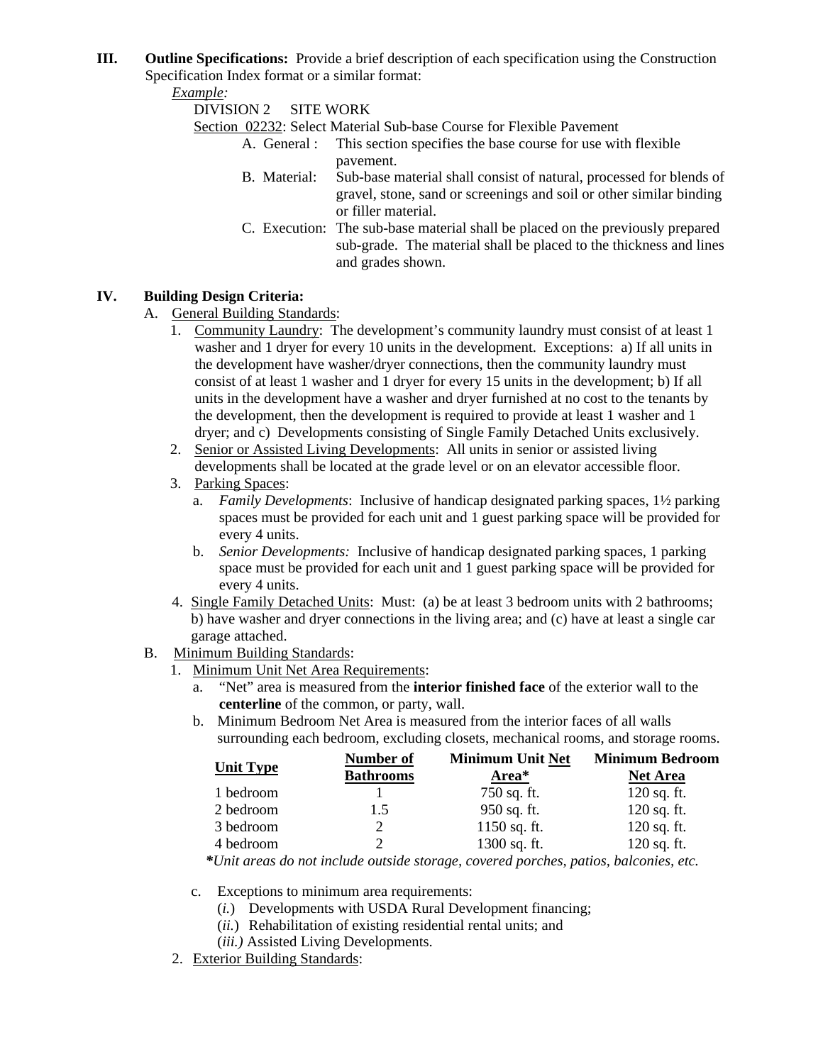**III. Outline Specifications:** Provide a brief description of each specification using the Construction Specification Index format or a similar format:

*Example:*

DIVISION 2 SITE WORK

Section 02232: Select Material Sub-base Course for Flexible Pavement

- A. General : This section specifies the base course for use with flexible pavement.
- B. Material: Sub-base material shall consist of natural, processed for blends of gravel, stone, sand or screenings and soil or other similar binding or filler material.
- C. Execution: The sub-base material shall be placed on the previously prepared sub-grade. The material shall be placed to the thickness and lines and grades shown.

**IV. Building Design Criteria:**

A. General Building Standards:

1. Community Laundry: The development's community laundry must consist of at least 1 washer and 1 dryer for every 10 units in the development. Exceptions: a) If all units in the development have washer/dryer connections, then the community laundry must consist of at least 1 washer and 1 dryer for every 15 units in the development; b) If all units in the development have a washer and dryer furnished at no cost to the tenants by the development, then the development is required to provide at least 1 washer and 1 dryer; and c) Developments consisting of Single Family Detached Units exclusively.
2. Senior or Assisted Living Developments: All units in senior or assisted living developments shall be located at the grade level or on an elevator accessible floor.
3. Parking Spaces:
   - a. *Family Developments*: Inclusive of handicap designated parking spaces, 1½ parking spaces must be provided for each unit and 1 guest parking space will be provided for every 4 units.
   - b. *Senior Developments:* Inclusive of handicap designated parking spaces, 1 parking space must be provided for each unit and 1 guest parking space will be provided for every 4 units.
4. Single Family Detached Units: Must: (a) be at least 3 bedroom units with 2 bathrooms; b) have washer and dryer connections in the living area; and (c) have at least a single car garage attached.

B. Minimum Building Standards:

1. Minimum Unit Net Area Requirements:
   - a. "Net" area is measured from the **interior finished face** of the exterior wall to the **centerline** of the common, or party, wall.
   - b. Minimum Bedroom Net Area is measured from the interior faces of all walls surrounding each bedroom, excluding closets, mechanical rooms, and storage rooms.

| Unit Type | Number of Bathrooms | Minimum Unit Net Area* | Minimum Bedroom Net Area |
|---|---|---|---|
| 1 bedroom | 1 | 750 sq. ft. | 120 sq. ft. |
| 2 bedroom | 1.5 | 950 sq. ft. | 120 sq. ft. |
| 3 bedroom | 2 | 1150 sq. ft. | 120 sq. ft. |
| 4 bedroom | 2 | 1300 sq. ft. | 120 sq. ft. |

***Unit areas do not include outside storage, covered porches, patios, balconies, etc.***

   - c. Exceptions to minimum area requirements:
     - (*i.*) Developments with USDA Rural Development financing;
     - (*ii.*) Rehabilitation of existing residential rental units; and
     - (*iii.)* Assisted Living Developments.

2. Exterior Building Standards: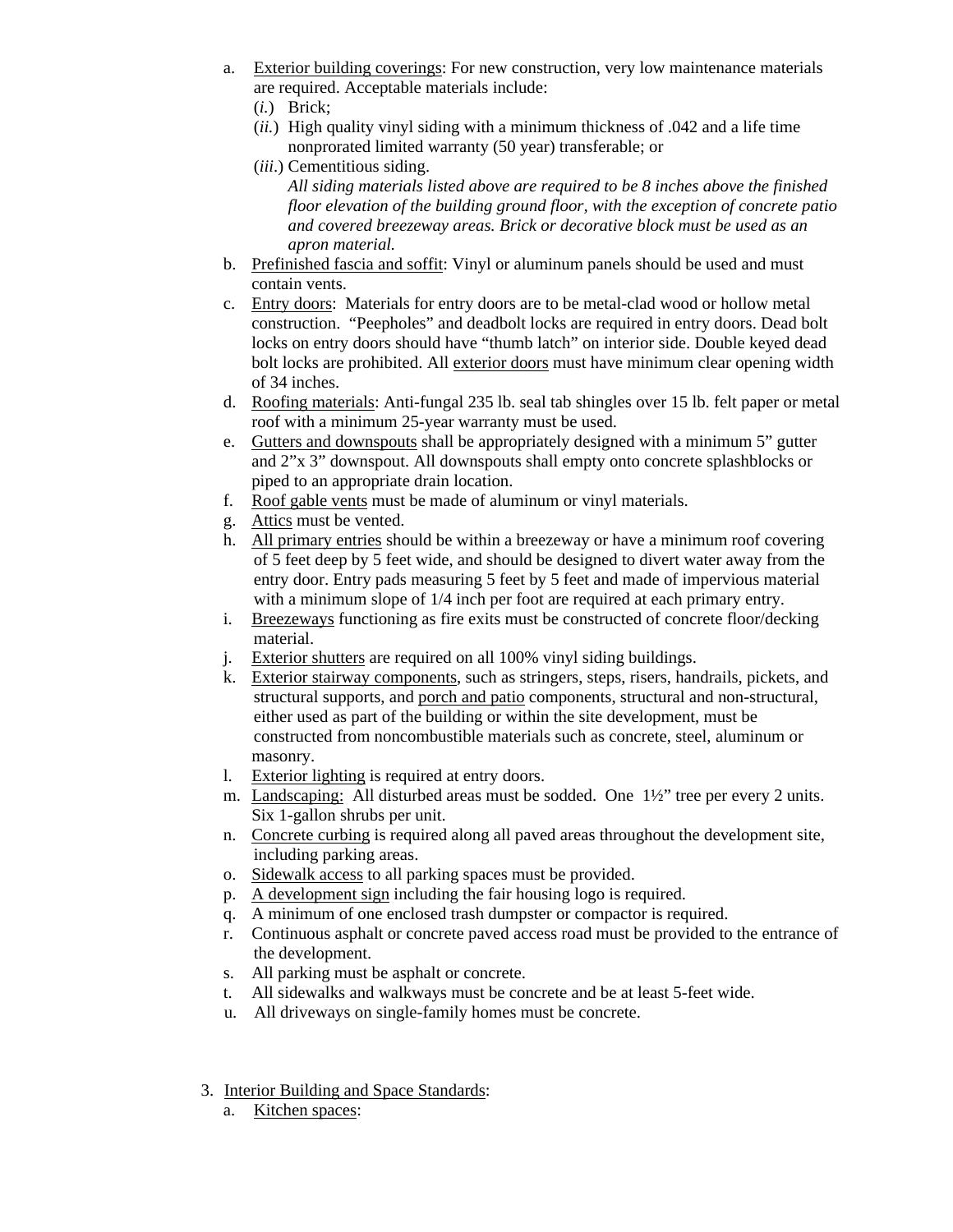a. Exterior building coverings: For new construction, very low maintenance materials are required. Acceptable materials include:
   (*i.*) Brick;
   (*ii.*) High quality vinyl siding with a minimum thickness of .042 and a life time nonprorated limited warranty (50 year) transferable; or
   (*iii.*) Cementitious siding.
   *All siding materials listed above are required to be 8 inches above the finished floor elevation of the building ground floor, with the exception of concrete patio and covered breezeway areas. Brick or decorative block must be used as an apron material.*
b. Prefinished fascia and soffit: Vinyl or aluminum panels should be used and must contain vents.
c. Entry doors: Materials for entry doors are to be metal-clad wood or hollow metal construction. "Peepholes" and deadbolt locks are required in entry doors. Dead bolt locks on entry doors should have "thumb latch" on interior side. Double keyed dead bolt locks are prohibited. All exterior doors must have minimum clear opening width of 34 inches.
d. Roofing materials: Anti-fungal 235 lb. seal tab shingles over 15 lb. felt paper or metal roof with a minimum 25-year warranty must be used.
e. Gutters and downspouts shall be appropriately designed with a minimum 5" gutter and 2"x 3" downspout. All downspouts shall empty onto concrete splashblocks or piped to an appropriate drain location.
f. Roof gable vents must be made of aluminum or vinyl materials.
g. Attics must be vented.
h. All primary entries should be within a breezeway or have a minimum roof covering of 5 feet deep by 5 feet wide, and should be designed to divert water away from the entry door. Entry pads measuring 5 feet by 5 feet and made of impervious material with a minimum slope of 1/4 inch per foot are required at each primary entry.
i. Breezeways functioning as fire exits must be constructed of concrete floor/decking material.
j. Exterior shutters are required on all 100% vinyl siding buildings.
k. Exterior stairway components, such as stringers, steps, risers, handrails, pickets, and structural supports, and porch and patio components, structural and non-structural, either used as part of the building or within the site development, must be constructed from noncombustible materials such as concrete, steel, aluminum or masonry.
l. Exterior lighting is required at entry doors.
m. Landscaping: All disturbed areas must be sodded. One 1½" tree per every 2 units. Six 1-gallon shrubs per unit.
n. Concrete curbing is required along all paved areas throughout the development site, including parking areas.
o. Sidewalk access to all parking spaces must be provided.
p. A development sign including the fair housing logo is required.
q. A minimum of one enclosed trash dumpster or compactor is required.
r. Continuous asphalt or concrete paved access road must be provided to the entrance of the development.
s. All parking must be asphalt or concrete.
t. All sidewalks and walkways must be concrete and be at least 5-feet wide.
u. All driveways on single-family homes must be concrete.

3. Interior Building and Space Standards:
   a. Kitchen spaces: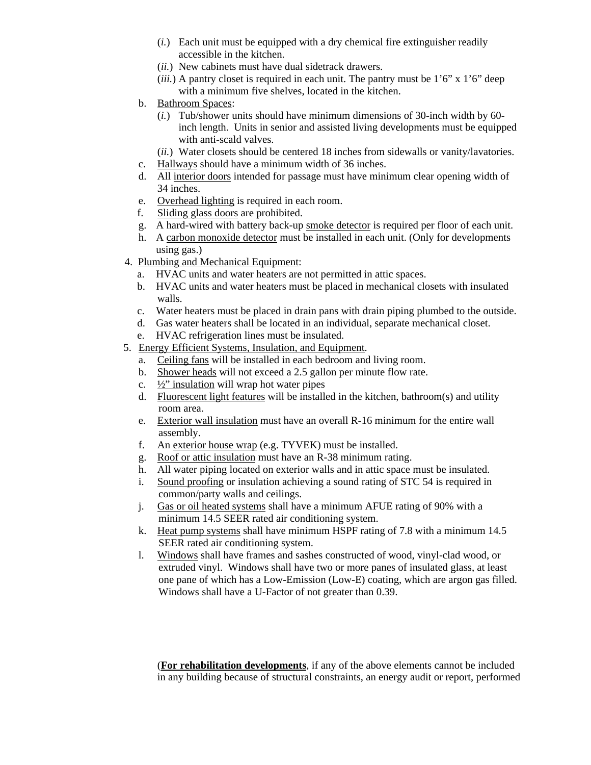(*i.*) Each unit must be equipped with a dry chemical fire extinguisher readily accessible in the kitchen.

(*ii.*) New cabinets must have dual sidetrack drawers.

(*iii.*) A pantry closet is required in each unit. The pantry must be 1'6" x 1'6" deep with a minimum five shelves, located in the kitchen.

b. Bathroom Spaces:

(*i.*) Tub/shower units should have minimum dimensions of 30-inch width by 60-inch length. Units in senior and assisted living developments must be equipped with anti-scald valves.

(*ii.*) Water closets should be centered 18 inches from sidewalls or vanity/lavatories.

c. Hallways should have a minimum width of 36 inches.

d. All interior doors intended for passage must have minimum clear opening width of 34 inches.

e. Overhead lighting is required in each room.

f. Sliding glass doors are prohibited.

g. A hard-wired with battery back-up smoke detector is required per floor of each unit.

h. A carbon monoxide detector must be installed in each unit. (Only for developments using gas.)

4. Plumbing and Mechanical Equipment:
   a. HVAC units and water heaters are not permitted in attic spaces.
   b. HVAC units and water heaters must be placed in mechanical closets with insulated walls.
   c. Water heaters must be placed in drain pans with drain piping plumbed to the outside.
   d. Gas water heaters shall be located in an individual, separate mechanical closet.
   e. HVAC refrigeration lines must be insulated.
5. Energy Efficient Systems, Insulation, and Equipment.
   a. Ceiling fans will be installed in each bedroom and living room.
   b. Shower heads will not exceed a 2.5 gallon per minute flow rate.
   c. ½" insulation will wrap hot water pipes
   d. Fluorescent light features will be installed in the kitchen, bathroom(s) and utility room area.
   e. Exterior wall insulation must have an overall R-16 minimum for the entire wall assembly.
   f. An exterior house wrap (e.g. TYVEK) must be installed.
   g. Roof or attic insulation must have an R-38 minimum rating.
   h. All water piping located on exterior walls and in attic space must be insulated.
   i. Sound proofing or insulation achieving a sound rating of STC 54 is required in common/party walls and ceilings.
   j. Gas or oil heated systems shall have a minimum AFUE rating of 90% with a minimum 14.5 SEER rated air conditioning system.
   k. Heat pump systems shall have minimum HSPF rating of 7.8 with a minimum 14.5 SEER rated air conditioning system.
   l. Windows shall have frames and sashes constructed of wood, vinyl-clad wood, or extruded vinyl. Windows shall have two or more panes of insulated glass, at least one pane of which has a Low-Emission (Low-E) coating, which are argon gas filled. Windows shall have a U-Factor of not greater than 0.39.

(**For rehabilitation developments**, if any of the above elements cannot be included in any building because of structural constraints, an energy audit or report, performed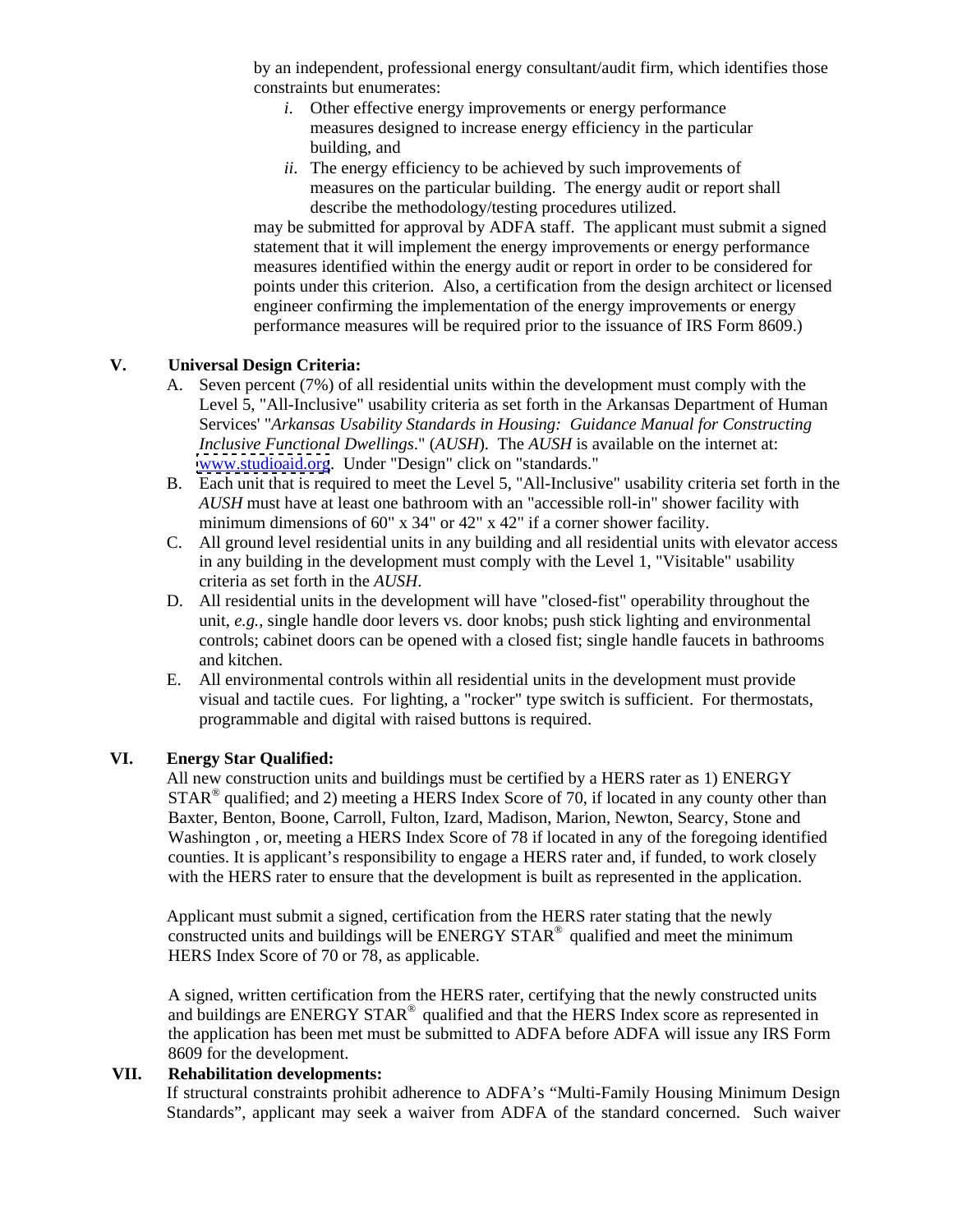by an independent, professional energy consultant/audit firm, which identifies those constraints but enumerates:

*i*. Other effective energy improvements or energy performance measures designed to increase energy efficiency in the particular building, and

*ii*. The energy efficiency to be achieved by such improvements of measures on the particular building. The energy audit or report shall describe the methodology/testing procedures utilized.

may be submitted for approval by ADFA staff. The applicant must submit a signed statement that it will implement the energy improvements or energy performance measures identified within the energy audit or report in order to be considered for points under this criterion. Also, a certification from the design architect or licensed engineer confirming the implementation of the energy improvements or energy performance measures will be required prior to the issuance of IRS Form 8609.)

**V. Universal Design Criteria:**

A. Seven percent (7%) of all residential units within the development must comply with the Level 5, "All-Inclusive" usability criteria as set forth in the Arkansas Department of Human Services' "*Arkansas Usability Standards in Housing: Guidance Manual for Constructing Inclusive Functional Dwellings*." (*AUSH*). The *AUSH* is available on the internet at: www.studioaid.org. Under "Design" click on "standards."

B. Each unit that is required to meet the Level 5, "All-Inclusive" usability criteria set forth in the *AUSH* must have at least one bathroom with an "accessible roll-in" shower facility with minimum dimensions of 60" x 34" or 42" x 42" if a corner shower facility.

C. All ground level residential units in any building and all residential units with elevator access in any building in the development must comply with the Level 1, "Visitable" usability criteria as set forth in the *AUSH*.

D. All residential units in the development will have "closed-fist" operability throughout the unit, *e.g.*, single handle door levers vs. door knobs; push stick lighting and environmental controls; cabinet doors can be opened with a closed fist; single handle faucets in bathrooms and kitchen.

E. All environmental controls within all residential units in the development must provide visual and tactile cues. For lighting, a "rocker" type switch is sufficient. For thermostats, programmable and digital with raised buttons is required.

**VI. Energy Star Qualified:**

All new construction units and buildings must be certified by a HERS rater as 1) ENERGY STAR® qualified; and 2) meeting a HERS Index Score of 70, if located in any county other than Baxter, Benton, Boone, Carroll, Fulton, Izard, Madison, Marion, Newton, Searcy, Stone and Washington , or, meeting a HERS Index Score of 78 if located in any of the foregoing identified counties. It is applicant's responsibility to engage a HERS rater and, if funded, to work closely with the HERS rater to ensure that the development is built as represented in the application.

Applicant must submit a signed, certification from the HERS rater stating that the newly constructed units and buildings will be ENERGY STAR® qualified and meet the minimum HERS Index Score of 70 or 78, as applicable.

A signed, written certification from the HERS rater, certifying that the newly constructed units and buildings are ENERGY STAR® qualified and that the HERS Index score as represented in the application has been met must be submitted to ADFA before ADFA will issue any IRS Form 8609 for the development.

**VII. Rehabilitation developments:**

If structural constraints prohibit adherence to ADFA's "Multi-Family Housing Minimum Design Standards", applicant may seek a waiver from ADFA of the standard concerned. Such waiver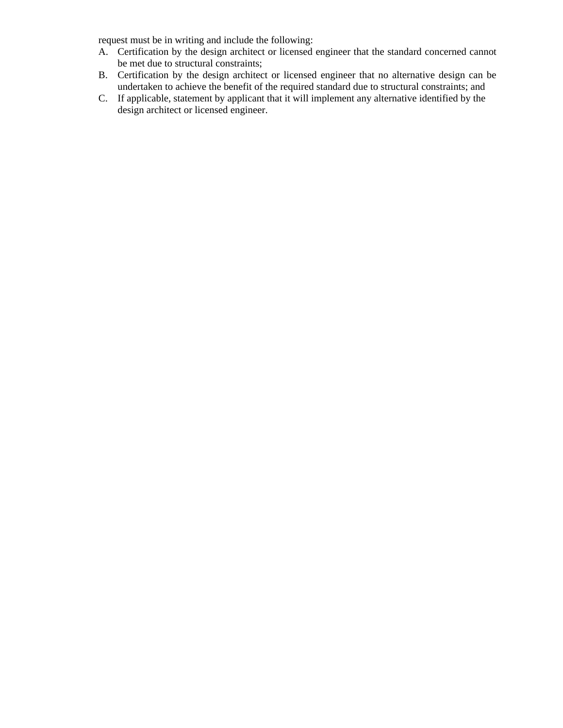request must be in writing and include the following:

A. Certification by the design architect or licensed engineer that the standard concerned cannot be met due to structural constraints;
B. Certification by the design architect or licensed engineer that no alternative design can be undertaken to achieve the benefit of the required standard due to structural constraints; and
C. If applicable, statement by applicant that it will implement any alternative identified by the design architect or licensed engineer.